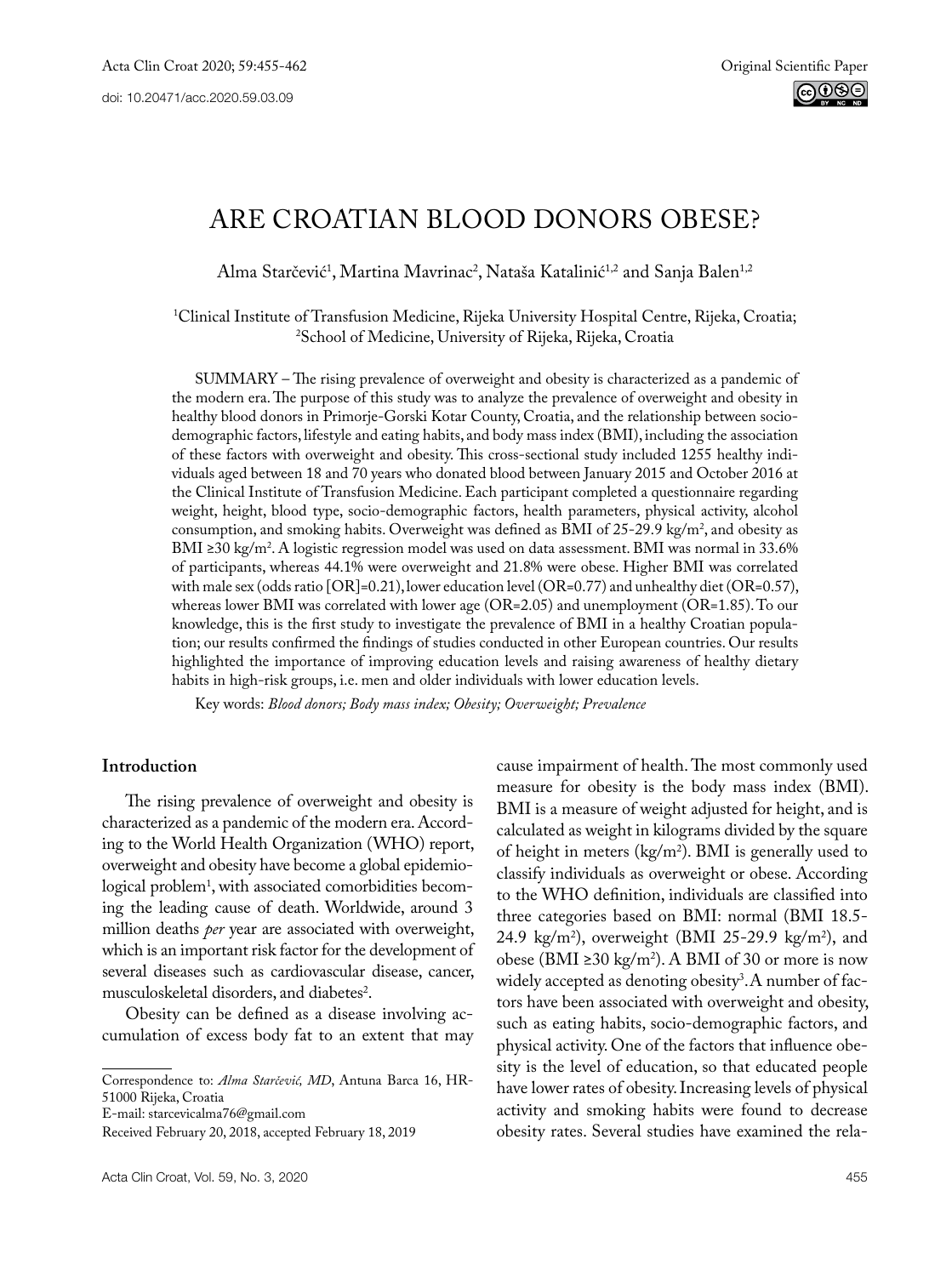Original Scientific Paper

# ARE CROATIAN BLOOD DONORS OBESE?

Alma Starčević[1], Martina Mavrinac[2], Nataša Katalinić[1,2] and Sanja Balen[1,2]

[1]Clinical Institute of Transfusion Medicine, Rijeka University Hospital Centre, Rijeka, Croatia;
[2]School of Medicine, University of Rijeka, Rijeka, Croatia

SUMMARY – The rising prevalence of overweight and obesity is characterized as a pandemic of the modern era. The purpose of this study was to analyze the prevalence of overweight and obesity in healthy blood donors in Primorje-Gorski Kotar County, Croatia, and the relationship between socio-demographic factors, lifestyle and eating habits, and body mass index (BMI), including the association of these factors with overweight and obesity. This cross-sectional study included 1255 healthy individuals aged between 18 and 70 years who donated blood between January 2015 and October 2016 at the Clinical Institute of Transfusion Medicine. Each participant completed a questionnaire regarding weight, height, blood type, socio-demographic factors, health parameters, physical activity, alcohol consumption, and smoking habits. Overweight was defined as BMI of 25-29.9 kg/m$^2$, and obesity as BMI ≥30 kg/m$^2$. A logistic regression model was used on data assessment. BMI was normal in 33.6% of participants, whereas 44.1% were overweight and 21.8% were obese. Higher BMI was correlated with male sex (odds ratio [OR]=0.21), lower education level (OR=0.77) and unhealthy diet (OR=0.57), whereas lower BMI was correlated with lower age (OR=2.05) and unemployment (OR=1.85). To our knowledge, this is the first study to investigate the prevalence of BMI in a healthy Croatian population; our results confirmed the findings of studies conducted in other European countries. Our results highlighted the importance of improving education levels and raising awareness of healthy dietary habits in high-risk groups, i.e. men and older individuals with lower education levels.

Key words: *Blood donors; Body mass index; Obesity; Overweight; Prevalence*

## Introduction

The rising prevalence of overweight and obesity is characterized as a pandemic of the modern era. According to the World Health Organization (WHO) report, overweight and obesity have become a global epidemiological problem[1], with associated comorbidities becoming the leading cause of death. Worldwide, around 3 million deaths *per* year are associated with overweight, which is an important risk factor for the development of several diseases such as cardiovascular disease, cancer, musculoskeletal disorders, and diabetes[2].

Obesity can be defined as a disease involving accumulation of excess body fat to an extent that may cause impairment of health. The most commonly used measure for obesity is the body mass index (BMI). BMI is a measure of weight adjusted for height, and is calculated as weight in kilograms divided by the square of height in meters (kg/m$^2$). BMI is generally used to classify individuals as overweight or obese. According to the WHO definition, individuals are classified into three categories based on BMI: normal (BMI 18.5-24.9 kg/m$^2$), overweight (BMI 25-29.9 kg/m$^2$), and obese (BMI ≥30 kg/m$^2$). A BMI of 30 or more is now widely accepted as denoting obesity[3]. A number of factors have been associated with overweight and obesity, such as eating habits, socio-demographic factors, and physical activity. One of the factors that influence obesity is the level of education, so that educated people have lower rates of obesity. Increasing levels of physical activity and smoking habits were found to decrease obesity rates. Several studies have examined the rela-

Correspondence to: *Alma Starčević, MD*, Antuna Barca 16, HR-51000 Rijeka, Croatia
E-mail: starcevicalma76@gmail.com
Received February 20, 2018, accepted February 18, 2019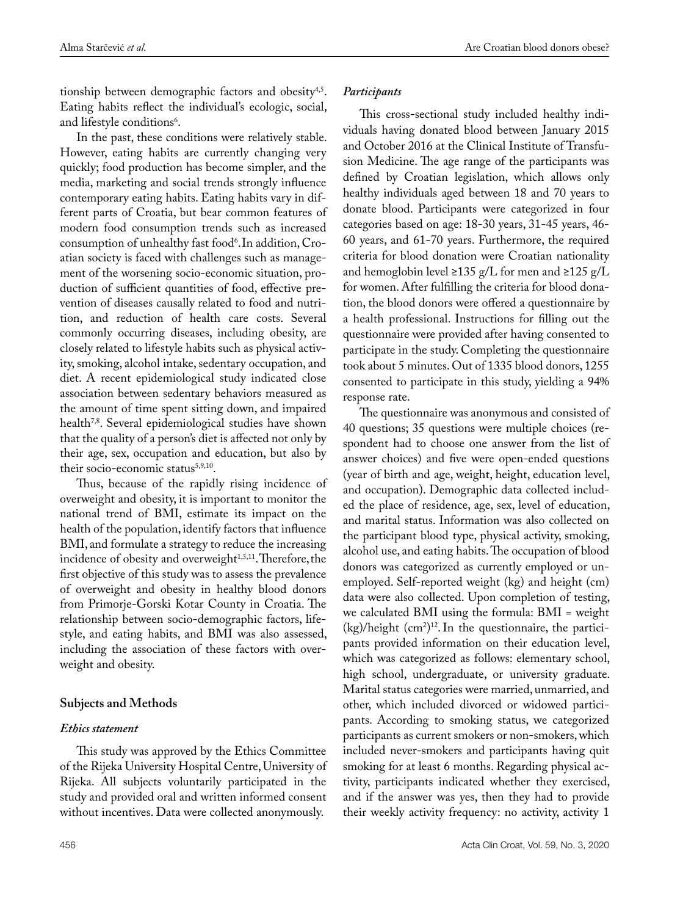tionship between demographic factors and obesity[4,5]. Eating habits reflect the individual's ecologic, social, and lifestyle conditions[6].

In the past, these conditions were relatively stable. However, eating habits are currently changing very quickly; food production has become simpler, and the media, marketing and social trends strongly influence contemporary eating habits. Eating habits vary in different parts of Croatia, but bear common features of modern food consumption trends such as increased consumption of unhealthy fast food[6]. In addition, Croatian society is faced with challenges such as management of the worsening socio-economic situation, production of sufficient quantities of food, effective prevention of diseases causally related to food and nutrition, and reduction of health care costs. Several commonly occurring diseases, including obesity, are closely related to lifestyle habits such as physical activity, smoking, alcohol intake, sedentary occupation, and diet. A recent epidemiological study indicated close association between sedentary behaviors measured as the amount of time spent sitting down, and impaired health[7,8]. Several epidemiological studies have shown that the quality of a person's diet is affected not only by their age, sex, occupation and education, but also by their socio-economic status[5,9,10].

Thus, because of the rapidly rising incidence of overweight and obesity, it is important to monitor the national trend of BMI, estimate its impact on the health of the population, identify factors that influence BMI, and formulate a strategy to reduce the increasing incidence of obesity and overweight[1,5,11]. Therefore, the first objective of this study was to assess the prevalence of overweight and obesity in healthy blood donors from Primorje-Gorski Kotar County in Croatia. The relationship between socio-demographic factors, lifestyle, and eating habits, and BMI was also assessed, including the association of these factors with overweight and obesity.

## Subjects and Methods

### *Ethics statement*

This study was approved by the Ethics Committee of the Rijeka University Hospital Centre, University of Rijeka. All subjects voluntarily participated in the study and provided oral and written informed consent without incentives. Data were collected anonymously.

### *Participants*

This cross-sectional study included healthy individuals having donated blood between January 2015 and October 2016 at the Clinical Institute of Transfusion Medicine. The age range of the participants was defined by Croatian legislation, which allows only healthy individuals aged between 18 and 70 years to donate blood. Participants were categorized in four categories based on age: 18-30 years, 31-45 years, 46-60 years, and 61-70 years. Furthermore, the required criteria for blood donation were Croatian nationality and hemoglobin level ≥135 g/L for men and ≥125 g/L for women. After fulfilling the criteria for blood donation, the blood donors were offered a questionnaire by a health professional. Instructions for filling out the questionnaire were provided after having consented to participate in the study. Completing the questionnaire took about 5 minutes. Out of 1335 blood donors, 1255 consented to participate in this study, yielding a 94% response rate.

The questionnaire was anonymous and consisted of 40 questions; 35 questions were multiple choices (respondent had to choose one answer from the list of answer choices) and five were open-ended questions (year of birth and age, weight, height, education level, and occupation). Demographic data collected included the place of residence, age, sex, level of education, and marital status. Information was also collected on the participant blood type, physical activity, smoking, alcohol use, and eating habits. The occupation of blood donors was categorized as currently employed or unemployed. Self-reported weight (kg) and height (cm) data were also collected. Upon completion of testing, we calculated BMI using the formula: BMI = weight (kg)/height ($cm^2$)[12]. In the questionnaire, the participants provided information on their education level, which was categorized as follows: elementary school, high school, undergraduate, or university graduate. Marital status categories were married, unmarried, and other, which included divorced or widowed participants. According to smoking status, we categorized participants as current smokers or non-smokers, which included never-smokers and participants having quit smoking for at least 6 months. Regarding physical activity, participants indicated whether they exercised, and if the answer was yes, then they had to provide their weekly activity frequency: no activity, activity 1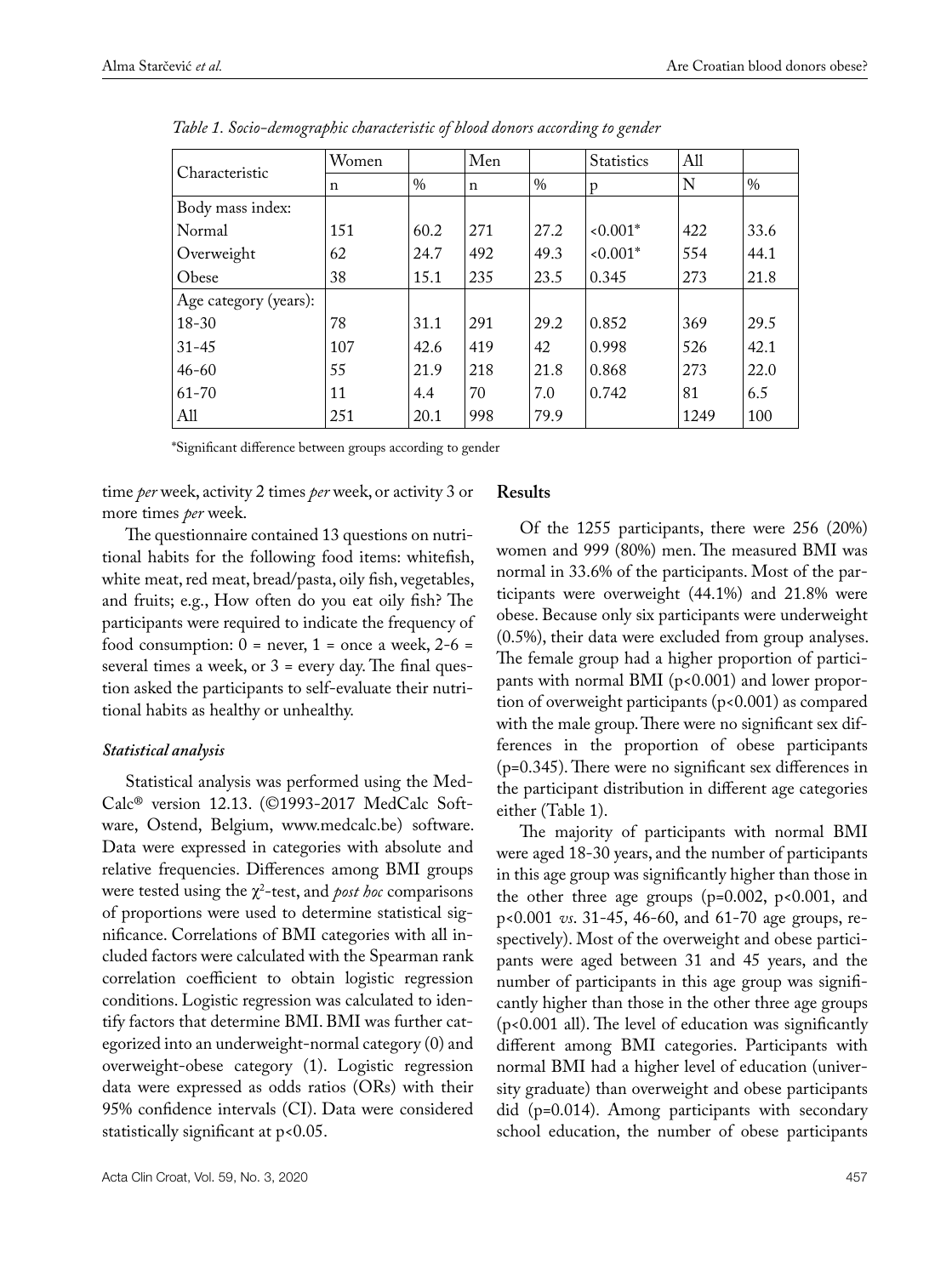*Table 1. Socio-demographic characteristic of blood donors according to gender*

| Characteristic | Women | | Men | | Statistics | All | |
|---|---|---|---|---|---|---|---|
| | n | % | n | % | p | N | % |
| Body mass index: | | | | | | | |
| Normal | 151 | 60.2 | 271 | 27.2 | <0.001* | 422 | 33.6 |
| Overweight | 62 | 24.7 | 492 | 49.3 | <0.001* | 554 | 44.1 |
| Obese | 38 | 15.1 | 235 | 23.5 | 0.345 | 273 | 21.8 |
| Age category (years): | | | | | | | |
| 18-30 | 78 | 31.1 | 291 | 29.2 | 0.852 | 369 | 29.5 |
| 31-45 | 107 | 42.6 | 419 | 42 | 0.998 | 526 | 42.1 |
| 46-60 | 55 | 21.9 | 218 | 21.8 | 0.868 | 273 | 22.0 |
| 61-70 | 11 | 4.4 | 70 | 7.0 | 0.742 | 81 | 6.5 |
| All | 251 | 20.1 | 998 | 79.9 | | 1249 | 100 |

*Significant difference between groups according to gender

time *per* week, activity 2 times *per* week, or activity 3 or more times *per* week.

The questionnaire contained 13 questions on nutritional habits for the following food items: whitefish, white meat, red meat, bread/pasta, oily fish, vegetables, and fruits; e.g., How often do you eat oily fish? The participants were required to indicate the frequency of food consumption: 0 = never, 1 = once a week, 2-6 = several times a week, or 3 = every day. The final question asked the participants to self-evaluate their nutritional habits as healthy or unhealthy.

### *Statistical analysis*

Statistical analysis was performed using the MedCalc® version 12.13. (©1993-2017 MedCalc Software, Ostend, Belgium, www.medcalc.be) software. Data were expressed in categories with absolute and relative frequencies. Differences among BMI groups were tested using the $\chi^2$-test, and *post hoc* comparisons of proportions were used to determine statistical significance. Correlations of BMI categories with all included factors were calculated with the Spearman rank correlation coefficient to obtain logistic regression conditions. Logistic regression was calculated to identify factors that determine BMI. BMI was further categorized into an underweight-normal category (0) and overweight-obese category (1). Logistic regression data were expressed as odds ratios (ORs) with their 95% confidence intervals (CI). Data were considered statistically significant at $p<0.05$.

## Results

Of the 1255 participants, there were 256 (20%) women and 999 (80%) men. The measured BMI was normal in 33.6% of the participants. Most of the participants were overweight (44.1%) and 21.8% were obese. Because only six participants were underweight (0.5%), their data were excluded from group analyses. The female group had a higher proportion of participants with normal BMI ($p<0.001$) and lower proportion of overweight participants ($p<0.001$) as compared with the male group. There were no significant sex differences in the proportion of obese participants ($p=0.345$). There were no significant sex differences in the participant distribution in different age categories either (Table 1).

The majority of participants with normal BMI were aged 18-30 years, and the number of participants in this age group was significantly higher than those in the other three age groups ($p=0.002$, $p<0.001$, and $p<0.001$ *vs.* 31-45, 46-60, and 61-70 age groups, respectively). Most of the overweight and obese participants were aged between 31 and 45 years, and the number of participants in this age group was significantly higher than those in the other three age groups ($p<0.001$ all). The level of education was significantly different among BMI categories. Participants with normal BMI had a higher level of education (university graduate) than overweight and obese participants did ($p=0.014$). Among participants with secondary school education, the number of obese participants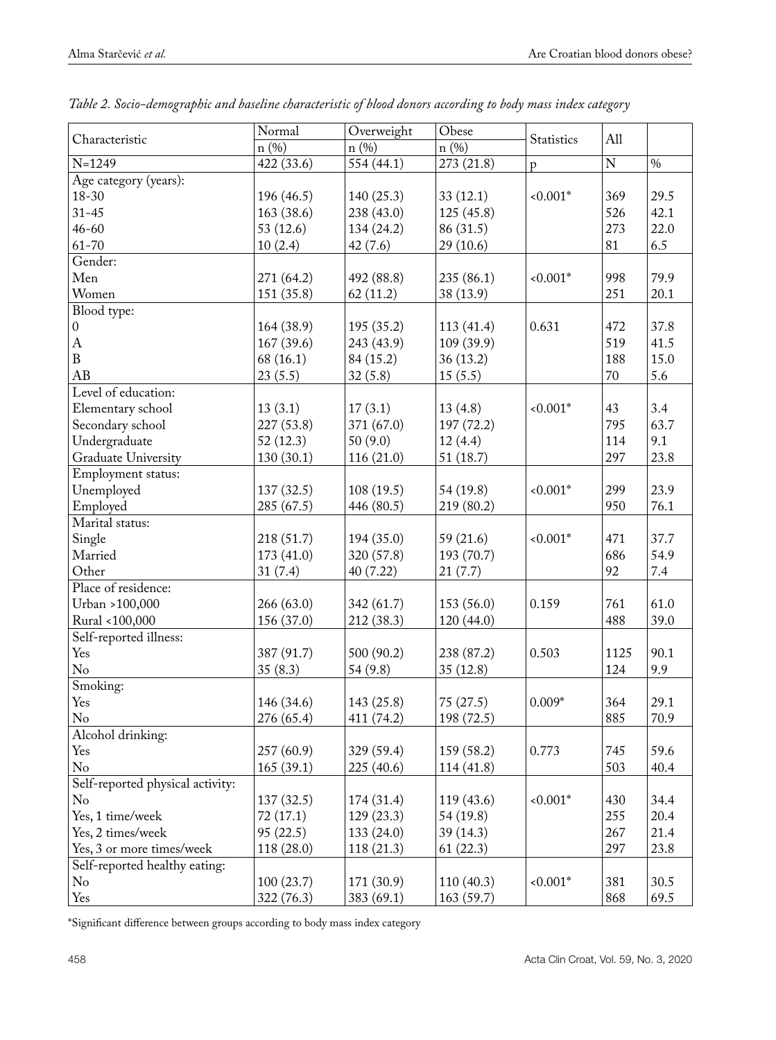*Table 2. Socio-demographic and baseline characteristic of blood donors according to body mass index category*

| Characteristic | Normal | Overweight | Obese | Statistics | All | |
|---|---|---|---|---|---|---|
| | n (%) | n (%) | n (%) | | | |
| N=1249 | 422 (33.6) | 554 (44.1) | 273 (21.8) | p | N | % |
| Age category (years): | | | | | | |
| 18-30 | 196 (46.5) | 140 (25.3) | 33 (12.1) | <0.001* | 369 | 29.5 |
| 31-45 | 163 (38.6) | 238 (43.0) | 125 (45.8) | | 526 | 42.1 |
| 46-60 | 53 (12.6) | 134 (24.2) | 86 (31.5) | | 273 | 22.0 |
| 61-70 | 10 (2.4) | 42 (7.6) | 29 (10.6) | | 81 | 6.5 |
| Gender: | | | | | | |
| Men | 271 (64.2) | 492 (88.8) | 235 (86.1) | <0.001* | 998 | 79.9 |
| Women | 151 (35.8) | 62 (11.2) | 38 (13.9) | | 251 | 20.1 |
| Blood type: | | | | | | |
| 0 | 164 (38.9) | 195 (35.2) | 113 (41.4) | 0.631 | 472 | 37.8 |
| A | 167 (39.6) | 243 (43.9) | 109 (39.9) | | 519 | 41.5 |
| B | 68 (16.1) | 84 (15.2) | 36 (13.2) | | 188 | 15.0 |
| AB | 23 (5.5) | 32 (5.8) | 15 (5.5) | | 70 | 5.6 |
| Level of education: | | | | | | |
| Elementary school | 13 (3.1) | 17 (3.1) | 13 (4.8) | <0.001* | 43 | 3.4 |
| Secondary school | 227 (53.8) | 371 (67.0) | 197 (72.2) | | 795 | 63.7 |
| Undergraduate | 52 (12.3) | 50 (9.0) | 12 (4.4) | | 114 | 9.1 |
| Graduate University | 130 (30.1) | 116 (21.0) | 51 (18.7) | | 297 | 23.8 |
| Employment status: | | | | | | |
| Unemployed | 137 (32.5) | 108 (19.5) | 54 (19.8) | <0.001* | 299 | 23.9 |
| Employed | 285 (67.5) | 446 (80.5) | 219 (80.2) | | 950 | 76.1 |
| Marital status: | | | | | | |
| Single | 218 (51.7) | 194 (35.0) | 59 (21.6) | <0.001* | 471 | 37.7 |
| Married | 173 (41.0) | 320 (57.8) | 193 (70.7) | | 686 | 54.9 |
| Other | 31 (7.4) | 40 (7.22) | 21 (7.7) | | 92 | 7.4 |
| Place of residence: | | | | | | |
| Urban >100,000 | 266 (63.0) | 342 (61.7) | 153 (56.0) | 0.159 | 761 | 61.0 |
| Rural <100,000 | 156 (37.0) | 212 (38.3) | 120 (44.0) | | 488 | 39.0 |
| Self-reported illness: | | | | | | |
| Yes | 387 (91.7) | 500 (90.2) | 238 (87.2) | 0.503 | 1125 | 90.1 |
| No | 35 (8.3) | 54 (9.8) | 35 (12.8) | | 124 | 9.9 |
| Smoking: | | | | | | |
| Yes | 146 (34.6) | 143 (25.8) | 75 (27.5) | 0.009* | 364 | 29.1 |
| No | 276 (65.4) | 411 (74.2) | 198 (72.5) | | 885 | 70.9 |
| Alcohol drinking: | | | | | | |
| Yes | 257 (60.9) | 329 (59.4) | 159 (58.2) | 0.773 | 745 | 59.6 |
| No | 165 (39.1) | 225 (40.6) | 114 (41.8) | | 503 | 40.4 |
| Self-reported physical activity: | | | | | | |
| No | 137 (32.5) | 174 (31.4) | 119 (43.6) | <0.001* | 430 | 34.4 |
| Yes, 1 time/week | 72 (17.1) | 129 (23.3) | 54 (19.8) | | 255 | 20.4 |
| Yes, 2 times/week | 95 (22.5) | 133 (24.0) | 39 (14.3) | | 267 | 21.4 |
| Yes, 3 or more times/week | 118 (28.0) | 118 (21.3) | 61 (22.3) | | 297 | 23.8 |
| Self-reported healthy eating: | | | | | | |
| No | 100 (23.7) | 171 (30.9) | 110 (40.3) | <0.001* | 381 | 30.5 |
| Yes | 322 (76.3) | 383 (69.1) | 163 (59.7) | | 868 | 69.5 |

*Significant difference between groups according to body mass index category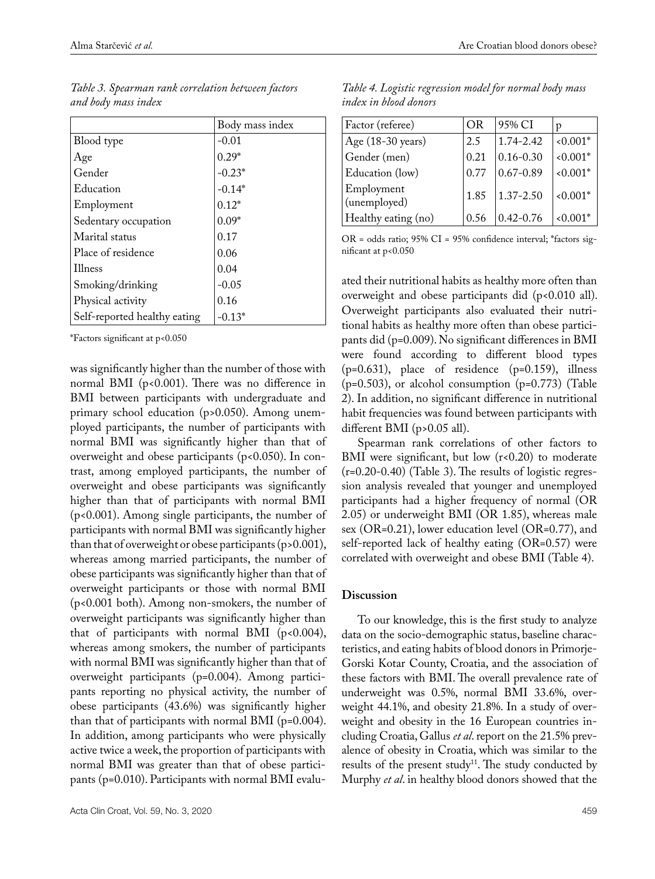*Table 3. Spearman rank correlation between factors and body mass index*

| | Body mass index |
|---|---|
| Blood type | -0.01 |
| Age | 0.29* |
| Gender | -0.23* |
| Education | -0.14* |
| Employment | 0.12* |
| Sedentary occupation | 0.09* |
| Marital status | 0.17 |
| Place of residence | 0.06 |
| Illness | 0.04 |
| Smoking/drinking | -0.05 |
| Physical activity | 0.16 |
| Self-reported healthy eating | -0.13* |

*Factors significant at p<0.050

was significantly higher than the number of those with normal BMI (p<0.001). There was no difference in BMI between participants with undergraduate and primary school education (p>0.050). Among unemployed participants, the number of participants with normal BMI was significantly higher than that of overweight and obese participants (p<0.050). In contrast, among employed participants, the number of overweight and obese participants was significantly higher than that of participants with normal BMI (p<0.001). Among single participants, the number of participants with normal BMI was significantly higher than that of overweight or obese participants (p>0.001), whereas among married participants, the number of obese participants was significantly higher than that of overweight participants or those with normal BMI (p<0.001 both). Among non-smokers, the number of overweight participants was significantly higher than that of participants with normal BMI (p<0.004), whereas among smokers, the number of participants with normal BMI was significantly higher than that of overweight participants (p=0.004). Among participants reporting no physical activity, the number of obese participants (43.6%) was significantly higher than that of participants with normal BMI (p=0.004). In addition, among participants who were physically active twice a week, the proportion of participants with normal BMI was greater than that of obese participants (p=0.010). Participants with normal BMI evaluated their nutritional habits as healthy more often than overweight and obese participants did (p<0.010 all). Overweight participants also evaluated their nutritional habits as healthy more often than obese participants did (p=0.009). No significant differences in BMI were found according to different blood types (p=0.631), place of residence (p=0.159), illness (p=0.503), or alcohol consumption (p=0.773) (Table 2). In addition, no significant difference in nutritional habit frequencies was found between participants with different BMI (p>0.05 all).

*Table 4. Logistic regression model for normal body mass index in blood donors*

| Factor (referee) | OR | 95% CI | p |
|---|---|---|---|
| Age (18-30 years) | 2.5 | 1.74-2.42 | <0.001* |
| Gender (men) | 0.21 | 0.16-0.30 | <0.001* |
| Education (low) | 0.77 | 0.67-0.89 | <0.001* |
| Employment (unemployed) | 1.85 | 1.37-2.50 | <0.001* |
| Healthy eating (no) | 0.56 | 0.42-0.76 | <0.001* |

OR = odds ratio; 95% CI = 95% confidence interval; *factors significant at p<0.050

Spearman rank correlations of other factors to BMI were significant, but low (r<0.20) to moderate (r=0.20-0.40) (Table 3). The results of logistic regression analysis revealed that younger and unemployed participants had a higher frequency of normal (OR 2.05) or underweight BMI (OR 1.85), whereas male sex (OR=0.21), lower education level (OR=0.77), and self-reported lack of healthy eating (OR=0.57) were correlated with overweight and obese BMI (Table 4).

## Discussion

To our knowledge, this is the first study to analyze data on the socio-demographic status, baseline characteristics, and eating habits of blood donors in Primorje-Gorski Kotar County, Croatia, and the association of these factors with BMI. The overall prevalence rate of underweight was 0.5%, normal BMI 33.6%, overweight 44.1%, and obesity 21.8%. In a study of overweight and obesity in the 16 European countries including Croatia, Gallus *et al*. report on the 21.5% prevalence of obesity in Croatia, which was similar to the results of the present study[11]. The study conducted by Murphy *et al*. in healthy blood donors showed that the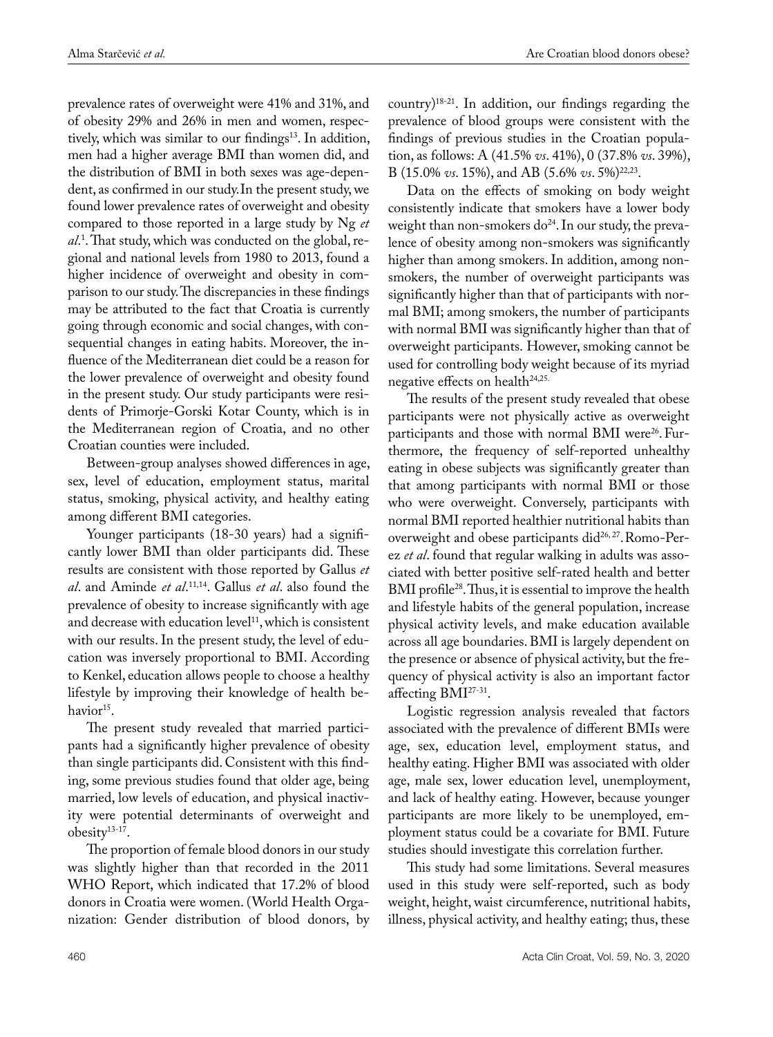prevalence rates of overweight were 41% and 31%, and of obesity 29% and 26% in men and women, respectively, which was similar to our findings[13]. In addition, men had a higher average BMI than women did, and the distribution of BMI in both sexes was age-dependent, as confirmed in our study. In the present study, we found lower prevalence rates of overweight and obesity compared to those reported in a large study by Ng *et al*.[1]. That study, which was conducted on the global, regional and national levels from 1980 to 2013, found a higher incidence of overweight and obesity in comparison to our study. The discrepancies in these findings may be attributed to the fact that Croatia is currently going through economic and social changes, with consequential changes in eating habits. Moreover, the influence of the Mediterranean diet could be a reason for the lower prevalence of overweight and obesity found in the present study. Our study participants were residents of Primorje-Gorski Kotar County, which is in the Mediterranean region of Croatia, and no other Croatian counties were included.

Between-group analyses showed differences in age, sex, level of education, employment status, marital status, smoking, physical activity, and healthy eating among different BMI categories.

Younger participants (18-30 years) had a significantly lower BMI than older participants did. These results are consistent with those reported by Gallus *et al*. and Aminde *et al*.[11,14]. Gallus *et al*. also found the prevalence of obesity to increase significantly with age and decrease with education level[11], which is consistent with our results. In the present study, the level of education was inversely proportional to BMI. According to Kenkel, education allows people to choose a healthy lifestyle by improving their knowledge of health behavior[15].

The present study revealed that married participants had a significantly higher prevalence of obesity than single participants did. Consistent with this finding, some previous studies found that older age, being married, low levels of education, and physical inactivity were potential determinants of overweight and obesity[13-17].

The proportion of female blood donors in our study was slightly higher than that recorded in the 2011 WHO Report, which indicated that 17.2% of blood donors in Croatia were women. (World Health Organization: Gender distribution of blood donors, by country)[18-21]. In addition, our findings regarding the prevalence of blood groups were consistent with the findings of previous studies in the Croatian population, as follows: A (41.5% *vs*. 41%), 0 (37.8% *vs*. 39%), B (15.0% *vs*. 15%), and AB (5.6% *vs*. 5%)[22,23].

Data on the effects of smoking on body weight consistently indicate that smokers have a lower body weight than non-smokers do[24]. In our study, the prevalence of obesity among non-smokers was significantly higher than among smokers. In addition, among non-smokers, the number of overweight participants was significantly higher than that of participants with normal BMI; among smokers, the number of participants with normal BMI was significantly higher than that of overweight participants. However, smoking cannot be used for controlling body weight because of its myriad negative effects on health[24,25].

The results of the present study revealed that obese participants were not physically active as overweight participants and those with normal BMI were[26]. Furthermore, the frequency of self-reported unhealthy eating in obese subjects was significantly greater than that among participants with normal BMI or those who were overweight. Conversely, participants with normal BMI reported healthier nutritional habits than overweight and obese participants did[26,27]. Romo-Perez *et al*. found that regular walking in adults was associated with better positive self-rated health and better BMI profile[28]. Thus, it is essential to improve the health and lifestyle habits of the general population, increase physical activity levels, and make education available across all age boundaries. BMI is largely dependent on the presence or absence of physical activity, but the frequency of physical activity is also an important factor affecting BMI[27-31].

Logistic regression analysis revealed that factors associated with the prevalence of different BMIs were age, sex, education level, employment status, and healthy eating. Higher BMI was associated with older age, male sex, lower education level, unemployment, and lack of healthy eating. However, because younger participants are more likely to be unemployed, employment status could be a covariate for BMI. Future studies should investigate this correlation further.

This study had some limitations. Several measures used in this study were self-reported, such as body weight, height, waist circumference, nutritional habits, illness, physical activity, and healthy eating; thus, these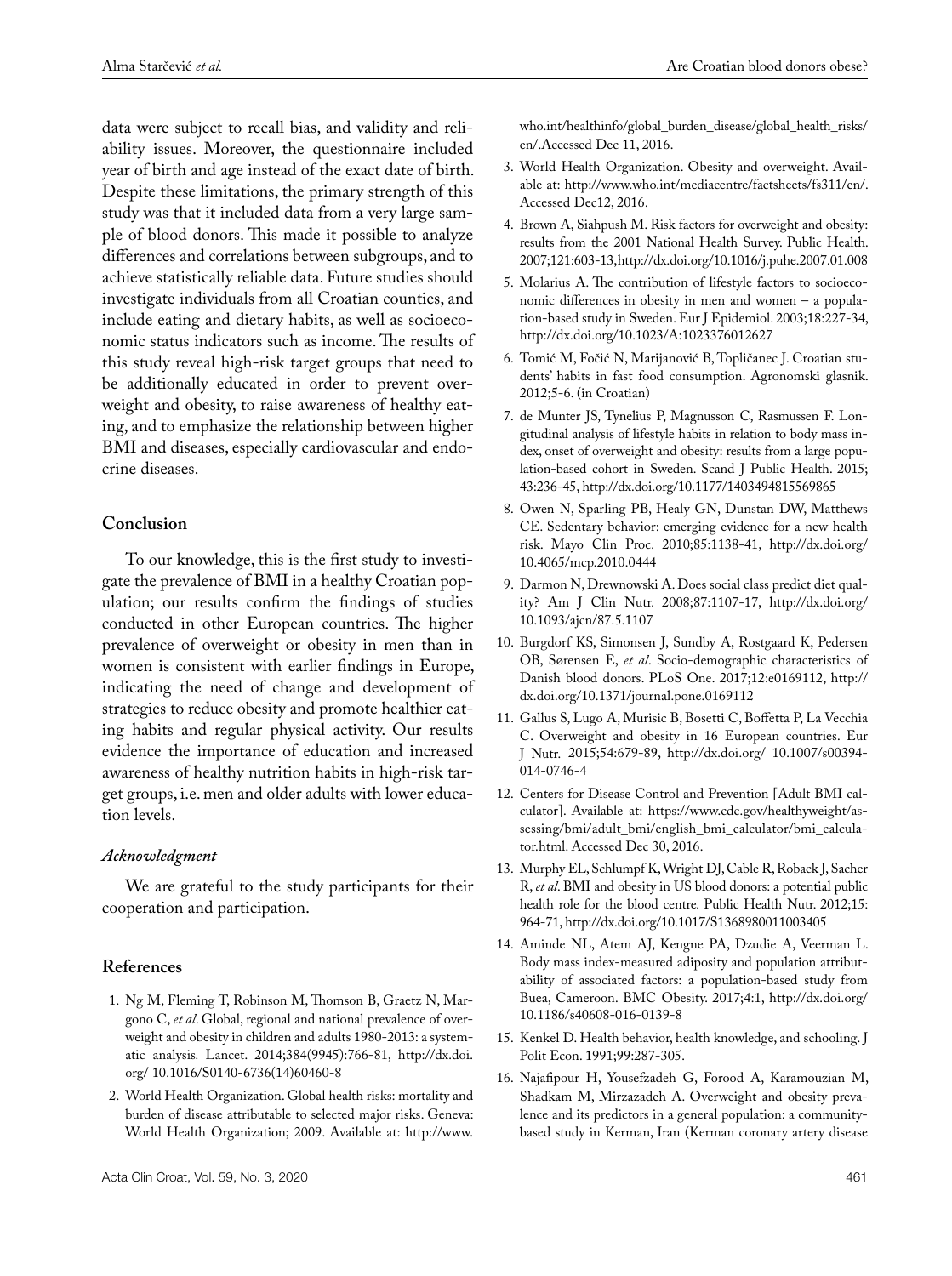data were subject to recall bias, and validity and reliability issues. Moreover, the questionnaire included year of birth and age instead of the exact date of birth. Despite these limitations, the primary strength of this study was that it included data from a very large sample of blood donors. This made it possible to analyze differences and correlations between subgroups, and to achieve statistically reliable data. Future studies should investigate individuals from all Croatian counties, and include eating and dietary habits, as well as socioeconomic status indicators such as income. The results of this study reveal high-risk target groups that need to be additionally educated in order to prevent overweight and obesity, to raise awareness of healthy eating, and to emphasize the relationship between higher BMI and diseases, especially cardiovascular and endocrine diseases.

## Conclusion

To our knowledge, this is the first study to investigate the prevalence of BMI in a healthy Croatian population; our results confirm the findings of studies conducted in other European countries. The higher prevalence of overweight or obesity in men than in women is consistent with earlier findings in Europe, indicating the need of change and development of strategies to reduce obesity and promote healthier eating habits and regular physical activity. Our results evidence the importance of education and increased awareness of healthy nutrition habits in high-risk target groups, i.e. men and older adults with lower education levels.

### *Acknowledgment*

We are grateful to the study participants for their cooperation and participation.

## References

1. Ng M, Fleming T, Robinson M, Thomson B, Graetz N, Margono C, *et al*. Global, regional and national prevalence of overweight and obesity in children and adults 1980-2013: a systematic analysis. Lancet. 2014;384(9945):766-81, http://dx.doi.org/ 10.1016/S0140-6736(14)60460-8
2. World Health Organization. Global health risks: mortality and burden of disease attributable to selected major risks. Geneva: World Health Organization; 2009. Available at: http://www.who.int/healthinfo/global_burden_disease/global_health_risks/en/.Accessed Dec 11, 2016.
3. World Health Organization. Obesity and overweight. Available at: http://www.who.int/mediacentre/factsheets/fs311/en/. Accessed Dec12, 2016.
4. Brown A, Siahpush M. Risk factors for overweight and obesity: results from the 2001 National Health Survey. Public Health. 2007;121:603-13,http://dx.doi.org/10.1016/j.puhe.2007.01.008
5. Molarius A. The contribution of lifestyle factors to socioeconomic differences in obesity in men and women – a population-based study in Sweden. Eur J Epidemiol. 2003;18:227-34, http://dx.doi.org/10.1023/A:1023376012627
6. Tomić M, Fočić N, Marijanović B, Topličanec J. Croatian students' habits in fast food consumption. Agronomski glasnik. 2012;5-6. (in Croatian)
7. de Munter JS, Tynelius P, Magnusson C, Rasmussen F. Longitudinal analysis of lifestyle habits in relation to body mass index, onset of overweight and obesity: results from a large population-based cohort in Sweden. Scand J Public Health. 2015; 43:236-45, http://dx.doi.org/10.1177/1403494815569865
8. Owen N, Sparling PB, Healy GN, Dunstan DW, Matthews CE. Sedentary behavior: emerging evidence for a new health risk. Mayo Clin Proc. 2010;85:1138-41, http://dx.doi.org/ 10.4065/mcp.2010.0444
9. Darmon N, Drewnowski A. Does social class predict diet quality? Am J Clin Nutr. 2008;87:1107-17, http://dx.doi.org/ 10.1093/ajcn/87.5.1107
10. Burgdorf KS, Simonsen J, Sundby A, Rostgaard K, Pedersen OB, Sørensen E, *et al*. Socio-demographic characteristics of Danish blood donors. PLoS One. 2017;12:e0169112, http://dx.doi.org/10.1371/journal.pone.0169112
11. Gallus S, Lugo A, Murisic B, Bosetti C, Boffetta P, La Vecchia C. Overweight and obesity in 16 European countries. Eur J Nutr. 2015;54:679-89, http://dx.doi.org/ 10.1007/s00394-014-0746-4
12. Centers for Disease Control and Prevention [Adult BMI calculator]. Available at: https://www.cdc.gov/healthyweight/assessing/bmi/adult_bmi/english_bmi_calculator/bmi_calculator.html. Accessed Dec 30, 2016.
13. Murphy EL, Schlumpf K, Wright DJ, Cable R, Roback J, Sacher R, *et al*. BMI and obesity in US blood donors: a potential public health role for the blood centre. Public Health Nutr. 2012;15: 964-71, http://dx.doi.org/10.1017/S1368980011003405
14. Aminde NL, Atem AJ, Kengne PA, Dzudie A, Veerman L. Body mass index-measured adiposity and population attributability of associated factors: a population-based study from Buea, Cameroon. BMC Obesity. 2017;4:1, http://dx.doi.org/ 10.1186/s40608-016-0139-8
15. Kenkel D. Health behavior, health knowledge, and schooling. J Polit Econ. 1991;99:287-305.
16. Najafipour H, Yousefzadeh G, Forood A, Karamouzian M, Shadkam M, Mirzazadeh A. Overweight and obesity prevalence and its predictors in a general population: a community-based study in Kerman, Iran (Kerman coronary artery disease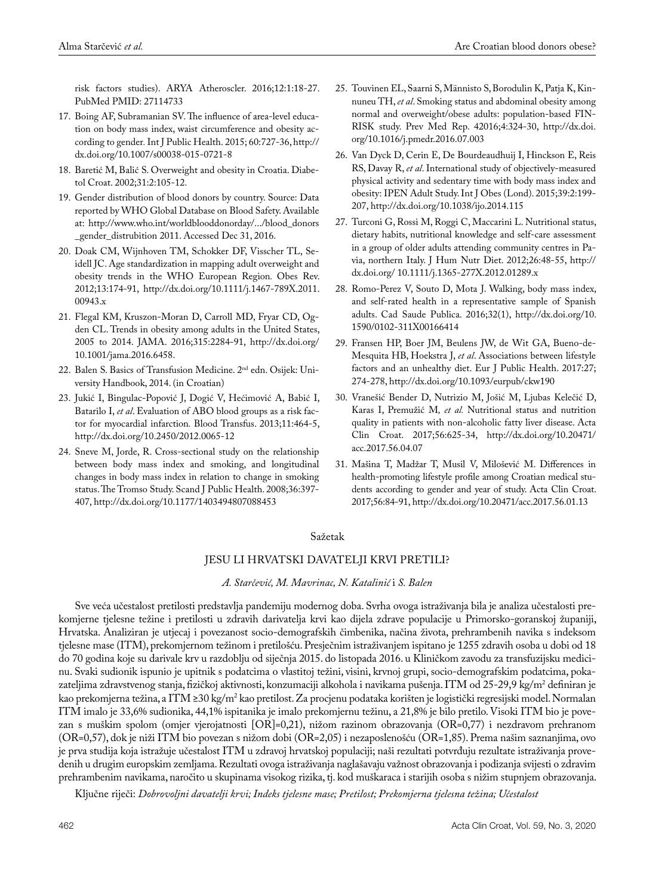risk factors studies). ARYA Atheroscler. 2016;12:1:18-27. PubMed PMID: 27114733

17. Boing AF, Subramanian SV. The influence of area-level education on body mass index, waist circumference and obesity according to gender. Int J Public Health. 2015; 60:727-36, http://dx.doi.org/10.1007/s00038-015-0721-8
18. Baretić M, Balić S. Overweight and obesity in Croatia. Diabetol Croat. 2002;31:2:105-12.
19. Gender distribution of blood donors by country. Source: Data reported by WHO Global Database on Blood Safety. Available at: http://www.who.int/worldblooddonorday/.../blood_donors_gender_distrubition 2011. Accessed Dec 31, 2016.
20. Doak CM, Wijnhoven TM, Schokker DF, Visscher TL, Seidell JC. Age standardization in mapping adult overweight and obesity trends in the WHO European Region. Obes Rev. 2012;13:174-91, http://dx.doi.org/10.1111/j.1467-789X.2011.00943.x
21. Flegal KM, Kruszon-Moran D, Carroll MD, Fryar CD, Ogden CL. Trends in obesity among adults in the United States, 2005 to 2014. JAMA. 2016;315:2284-91, http://dx.doi.org/10.1001/jama.2016.6458.
22. Balen S. Basics of Transfusion Medicine. 2nd edn. Osijek: University Handbook, 2014. (in Croatian)
23. Jukić I, Bingulac-Popović J, Dogić V, Hećimović A, Babić I, Batarilo I, *et al*. Evaluation of ABO blood groups as a risk factor for myocardial infarction. Blood Transfus. 2013;11:464-5, http://dx.doi.org/10.2450/2012.0065-12
24. Sneve M, Jorde, R. Cross-sectional study on the relationship between body mass index and smoking, and longitudinal changes in body mass index in relation to change in smoking status. The Tromso Study. Scand J Public Health. 2008;36:397-407, http://dx.doi.org/10.1177/1403494807088453
25. Touvinen EL, Saarni S, Männisto S, Borodulin K, Patja K, Kinnuneu TH, *et al*. Smoking status and abdominal obesity among normal and overweight/obese adults: population-based FINRISK study. Prev Med Rep. 42016;4:324-30, http://dx.doi.org/10.1016/j.pmedr.2016.07.003
26. Van Dyck D, Cerin E, De Bourdeaudhuij I, Hinckson E, Reis RS, Davay R, *et al*. International study of objectively-measured physical activity and sedentary time with body mass index and obesity: IPEN Adult Study. Int J Obes (Lond). 2015;39:2:199-207, http://dx.doi.org/10.1038/ijo.2014.115
27. Turconi G, Rossi M, Roggi C, Maccarini L. Nutritional status, dietary habits, nutritional knowledge and self-care assessment in a group of older adults attending community centres in Pavia, northern Italy. J Hum Nutr Diet. 2012;26:48-55, http://dx.doi.org/ 10.1111/j.1365-277X.2012.01289.x
28. Romo-Perez V, Souto D, Mota J. Walking, body mass index, and self-rated health in a representative sample of Spanish adults. Cad Saude Publica. 2016;32(1), http://dx.doi.org/10.1590/0102-311X00166414
29. Fransen HP, Boer JM, Beulens JW, de Wit GA, Bueno-de-Mesquita HB, Hoekstra J, *et al*. Associations between lifestyle factors and an unhealthy diet. Eur J Public Health. 2017:27;274-278, http://dx.doi.org/10.1093/eurpub/ckw190
30. Vranešić Bender D, Nutrizio M, Jošić M, Ljubas Kelečić D, Karas I, Premužić M*, et al.* Nutritional status and nutrition quality in patients with non-alcoholic fatty liver disease. Acta Clin Croat. 2017;56:625-34, http://dx.doi.org/10.20471/acc.2017.56.04.07
31. Mašina T, Madžar T, Musil V, Milošević M. Differences in health-promoting lifestyle profile among Croatian medical students according to gender and year of study. Acta Clin Croat. 2017;56:84-91, http://dx.doi.org/10.20471/acc.2017.56.01.13

## Sažetak

### JESU LI HRVATSKI DAVATELJI KRVI PRETILI?

*A. Starčević, M. Mavrinac, N. Katalinić* i *S. Balen*

Sve veća učestalost pretilosti predstavlja pandemiju modernog doba. Svrha ovoga istraživanja bila je analiza učestalosti prekomjerne tjelesne težine i pretilosti u zdravih darivatelja krvi kao dijela zdrave populacije u Primorsko-goranskoj županiji, Hrvatska. Analiziran je utjecaj i povezanost socio-demografskih čimbenika, načina života, prehrambenih navika s indeksom tjelesne mase (ITM), prekomjernom težinom i pretilošću. Presječnim istraživanjem ispitano je 1255 zdravih osoba u dobi od 18 do 70 godina koje su darivale krv u razdoblju od siječnja 2015. do listopada 2016. u Kliničkom zavodu za transfuzijsku medicinu. Svaki sudionik ispunio je upitnik s podatcima o vlastitoj težini, visini, krvnoj grupi, socio-demografskim podatcima, pokazateljima zdravstvenog stanja, fizičkoj aktivnosti, konzumaciji alkohola i navikama pušenja. ITM od 25-29,9 kg/m$^2$ definiran je kao prekomjerna težina, a ITM ≥30 kg/m$^2$ kao pretilost. Za procjenu podataka korišten je logistički regresijski model. Normalan ITM imalo je 33,6% sudionika, 44,1% ispitanika je imalo prekomjernu težinu, a 21,8% je bilo pretilo. Visoki ITM bio je povezan s muškim spolom (omjer vjerojatnosti [OR]=0,21), nižom razinom obrazovanja (OR=0,77) i nezdravom prehranom (OR=0,57), dok je niži ITM bio povezan s nižom dobi (OR=2,05) i nezaposlenošću (OR=1,85). Prema našim saznanjima, ovo je prva studija koja istražuje učestalost ITM u zdravoj hrvatskoj populaciji; naši rezultati potvrđuju rezultate istraživanja provedenih u drugim europskim zemljama. Rezultati ovoga istraživanja naglašavaju važnost obrazovanja i podizanja svijesti o zdravim prehrambenim navikama, naročito u skupinama visokog rizika, tj. kod muškaraca i starijih osoba s nižim stupnjem obrazovanja.

Ključne riječi: *Dobrovoljni davatelji krvi; Indeks tjelesne mase; Pretilost; Prekomjerna tjelesna težina; Učestalost*